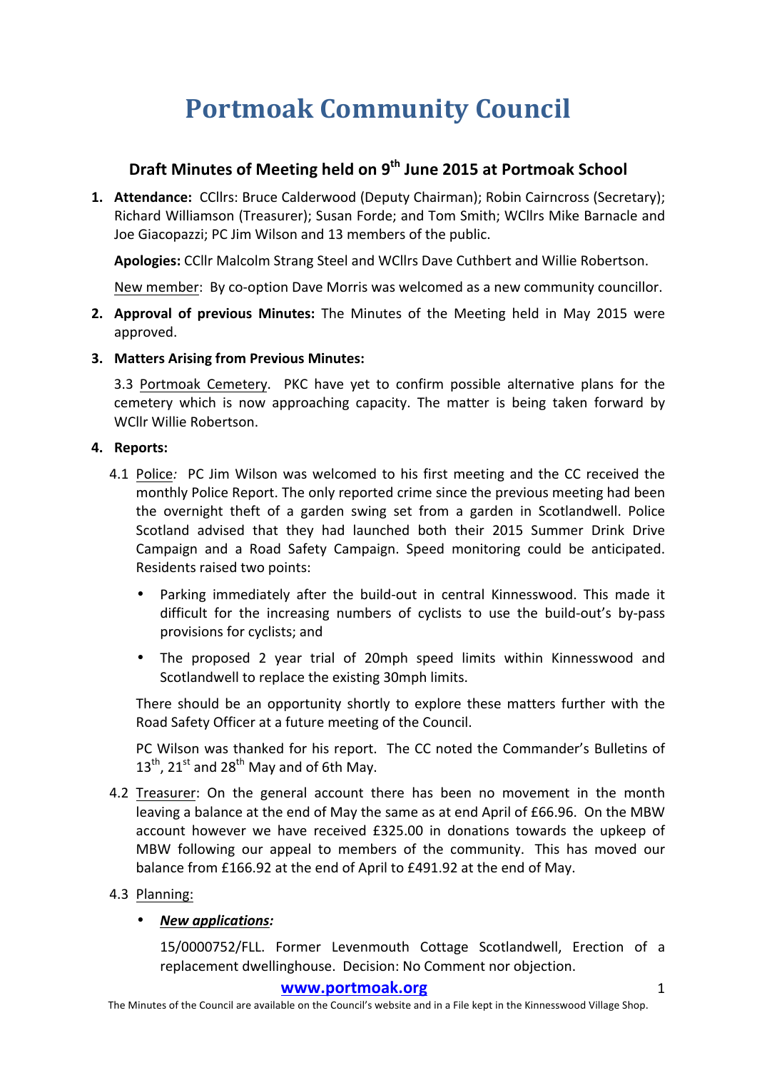# Portmoak Community Council

## Draft Minutes of Meeting held on 9th June 2015 at Portmoak School

1. **Attendance:** CCllrs: Bruce Calderwood (Deputy Chairman); Robin Cairncross (Secretary); Richard Williamson (Treasurer); Susan Forde; and Tom Smith; WCllrs Mike Barnacle and Joe Giacopazzi; PC Jim Wilson and 13 members of the public.

   **Apologies:** CCllr Malcolm Strang Steel and WCllrs Dave Cuthbert and Willie Robertson.

   New member: By co-option Dave Morris was welcomed as a new community councillor.

2. **Approval of previous Minutes:** The Minutes of the Meeting held in May 2015 were approved.

3. **Matters Arising from Previous Minutes:**

   3.3 Portmoak Cemetery. PKC have yet to confirm possible alternative plans for the cemetery which is now approaching capacity. The matter is being taken forward by WCllr Willie Robertson.

4. **Reports:**

   4.1 Police*:* PC Jim Wilson was welcomed to his first meeting and the CC received the monthly Police Report. The only reported crime since the previous meeting had been the overnight theft of a garden swing set from a garden in Scotlandwell. Police Scotland advised that they had launched both their 2015 Summer Drink Drive Campaign and a Road Safety Campaign. Speed monitoring could be anticipated. Residents raised two points:

   - Parking immediately after the build-out in central Kinnesswood. This made it difficult for the increasing numbers of cyclists to use the build-out's by-pass provisions for cyclists; and
   - The proposed 2 year trial of 20mph speed limits within Kinnesswood and Scotlandwell to replace the existing 30mph limits.

   There should be an opportunity shortly to explore these matters further with the Road Safety Officer at a future meeting of the Council.

   PC Wilson was thanked for his report. The CC noted the Commander's Bulletins of 13th, 21st and 28th May and of 6th May.

   4.2 Treasurer: On the general account there has been no movement in the month leaving a balance at the end of May the same as at end April of £66.96. On the MBW account however we have received £325.00 in donations towards the upkeep of MBW following our appeal to members of the community. This has moved our balance from £166.92 at the end of April to £491.92 at the end of May.

   4.3 Planning:

   - ***New applications:***

     15/0000752/FLL. Former Levenmouth Cottage Scotlandwell, Erection of a replacement dwellinghouse. Decision: No Comment nor objection.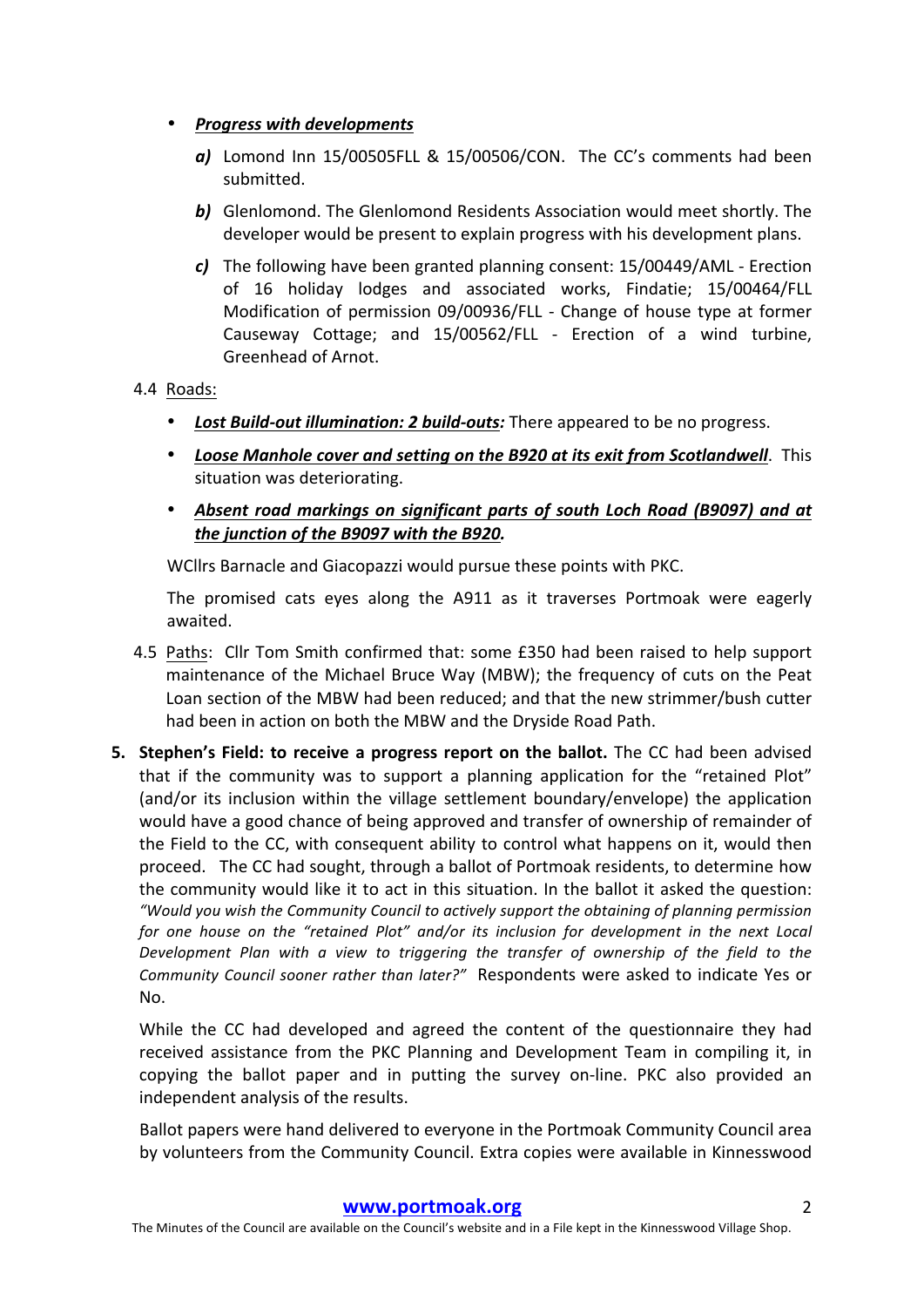- ***Progress with developments***
    - ***a)*** Lomond Inn 15/00505FLL & 15/00506/CON. The CC's comments had been submitted.
    - ***b)*** Glenlomond. The Glenlomond Residents Association would meet shortly. The developer would be present to explain progress with his development plans.
    - ***c)*** The following have been granted planning consent: 15/00449/AML - Erection of 16 holiday lodges and associated works, Findatie; 15/00464/FLL Modification of permission 09/00936/FLL - Change of house type at former Causeway Cottage; and 15/00562/FLL - Erection of a wind turbine, Greenhead of Arnot.

4.4 Roads:

- ***Lost Build-out illumination: 2 build-outs:*** There appeared to be no progress.
- ***Loose Manhole cover and setting on the B920 at its exit from Scotlandwell***. This situation was deteriorating.
- ***Absent road markings on significant parts of south Loch Road (B9097) and at the junction of the B9097 with the B920.***

WCllrs Barnacle and Giacopazzi would pursue these points with PKC.

The promised cats eyes along the A911 as it traverses Portmoak were eagerly awaited.

4.5 Paths: Cllr Tom Smith confirmed that: some £350 had been raised to help support maintenance of the Michael Bruce Way (MBW); the frequency of cuts on the Peat Loan section of the MBW had been reduced; and that the new strimmer/bush cutter had been in action on both the MBW and the Dryside Road Path.

**5. Stephen's Field: to receive a progress report on the ballot.** The CC had been advised that if the community was to support a planning application for the "retained Plot" (and/or its inclusion within the village settlement boundary/envelope) the application would have a good chance of being approved and transfer of ownership of remainder of the Field to the CC, with consequent ability to control what happens on it, would then proceed. The CC had sought, through a ballot of Portmoak residents, to determine how the community would like it to act in this situation. In the ballot it asked the question: *"Would you wish the Community Council to actively support the obtaining of planning permission for one house on the "retained Plot" and/or its inclusion for development in the next Local Development Plan with a view to triggering the transfer of ownership of the field to the Community Council sooner rather than later?"* Respondents were asked to indicate Yes or No.

While the CC had developed and agreed the content of the questionnaire they had received assistance from the PKC Planning and Development Team in compiling it, in copying the ballot paper and in putting the survey on-line. PKC also provided an independent analysis of the results.

Ballot papers were hand delivered to everyone in the Portmoak Community Council area by volunteers from the Community Council. Extra copies were available in Kinnesswood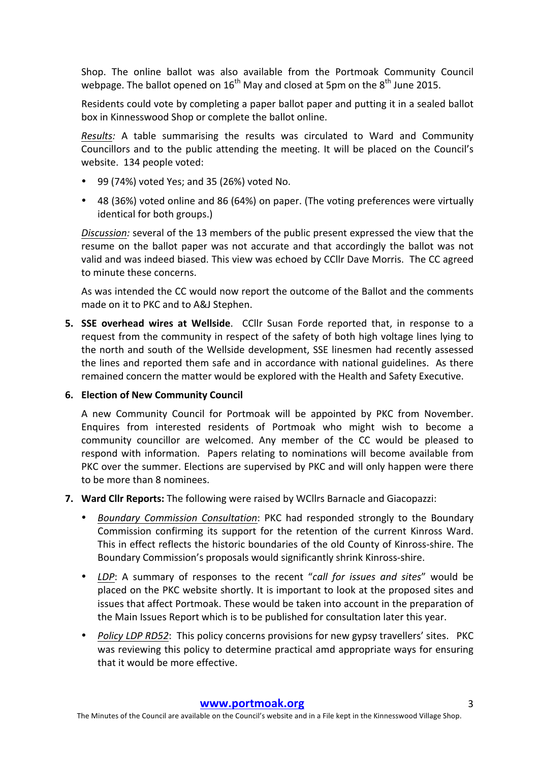Shop. The online ballot was also available from the Portmoak Community Council webpage. The ballot opened on 16th May and closed at 5pm on the 8th June 2015.

Residents could vote by completing a paper ballot paper and putting it in a sealed ballot box in Kinnesswood Shop or complete the ballot online.

*Results:* A table summarising the results was circulated to Ward and Community Councillors and to the public attending the meeting. It will be placed on the Council's website. 134 people voted:

- 99 (74%) voted Yes; and 35 (26%) voted No.
- 48 (36%) voted online and 86 (64%) on paper. (The voting preferences were virtually identical for both groups.)

*Discussion:* several of the 13 members of the public present expressed the view that the resume on the ballot paper was not accurate and that accordingly the ballot was not valid and was indeed biased. This view was echoed by CCllr Dave Morris. The CC agreed to minute these concerns.

As was intended the CC would now report the outcome of the Ballot and the comments made on it to PKC and to A&J Stephen.

5. **SSE overhead wires at Wellside**. CCllr Susan Forde reported that, in response to a request from the community in respect of the safety of both high voltage lines lying to the north and south of the Wellside development, SSE linesmen had recently assessed the lines and reported them safe and in accordance with national guidelines. As there remained concern the matter would be explored with the Health and Safety Executive.

6. **Election of New Community Council**

   A new Community Council for Portmoak will be appointed by PKC from November. Enquires from interested residents of Portmoak who might wish to become a community councillor are welcomed. Any member of the CC would be pleased to respond with information. Papers relating to nominations will become available from PKC over the summer. Elections are supervised by PKC and will only happen were there to be more than 8 nominees.

7. **Ward Cllr Reports:** The following were raised by WCllrs Barnacle and Giacopazzi:

   - *Boundary Commission Consultation*: PKC had responded strongly to the Boundary Commission confirming its support for the retention of the current Kinross Ward. This in effect reflects the historic boundaries of the old County of Kinross-shire. The Boundary Commission's proposals would significantly shrink Kinross-shire.
   - *LDP*: A summary of responses to the recent "*call for issues and sites*" would be placed on the PKC website shortly. It is important to look at the proposed sites and issues that affect Portmoak. These would be taken into account in the preparation of the Main Issues Report which is to be published for consultation later this year.
   - *Policy LDP RD52*: This policy concerns provisions for new gypsy travellers' sites. PKC was reviewing this policy to determine practical amd appropriate ways for ensuring that it would be more effective.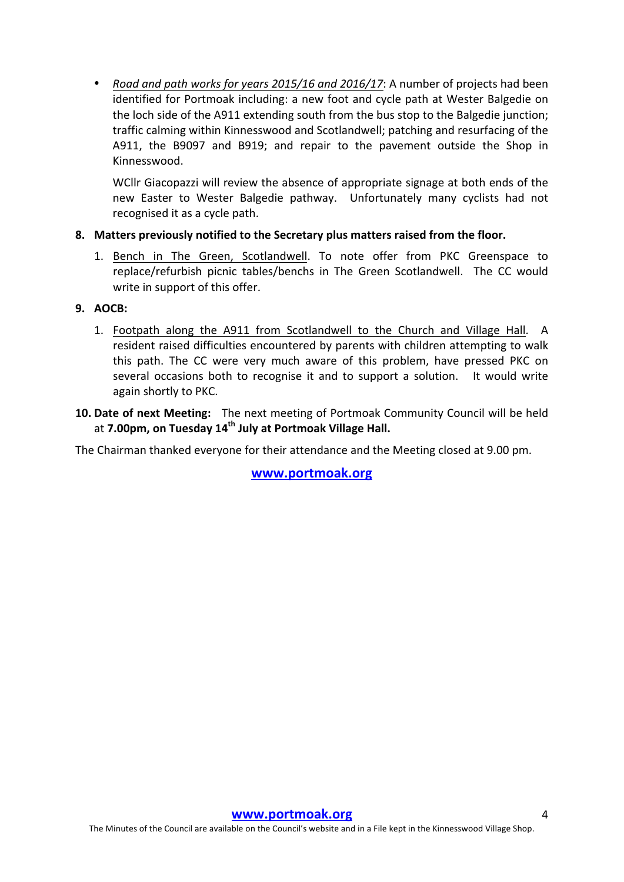- *Road and path works for years 2015/16 and 2016/17*: A number of projects had been identified for Portmoak including: a new foot and cycle path at Wester Balgedie on the loch side of the A911 extending south from the bus stop to the Balgedie junction; traffic calming within Kinnesswood and Scotlandwell; patching and resurfacing of the A911, the B9097 and B919; and repair to the pavement outside the Shop in Kinnesswood.

  WCllr Giacopazzi will review the absence of appropriate signage at both ends of the new Easter to Wester Balgedie pathway. Unfortunately many cyclists had not recognised it as a cycle path.

**8. Matters previously notified to the Secretary plus matters raised from the floor.**

1. Bench in The Green, Scotlandwell. To note offer from PKC Greenspace to replace/refurbish picnic tables/benchs in The Green Scotlandwell. The CC would write in support of this offer.

**9. AOCB:**

1. Footpath along the A911 from Scotlandwell to the Church and Village Hall. A resident raised difficulties encountered by parents with children attempting to walk this path. The CC were very much aware of this problem, have pressed PKC on several occasions both to recognise it and to support a solution. It would write again shortly to PKC.

**10. Date of next Meeting:** The next meeting of Portmoak Community Council will be held at **7.00pm, on Tuesday 14th July at Portmoak Village Hall.**

The Chairman thanked everyone for their attendance and the Meeting closed at 9.00 pm.

**www.portmoak.org**

**www.portmoak.org**

The Minutes of the Council are available on the Council's website and in a File kept in the Kinnesswood Village Shop.